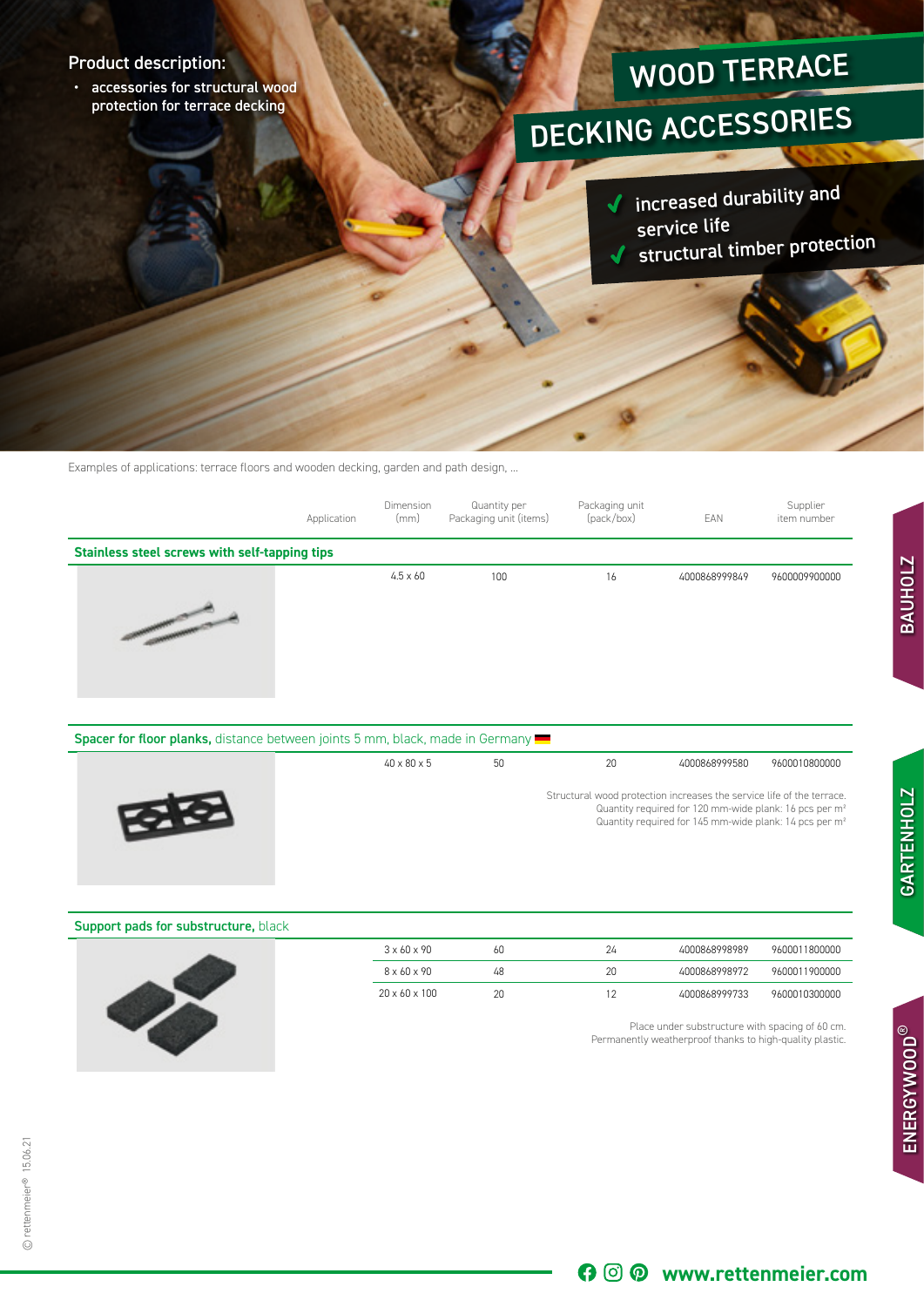# WOOD TERRACE DECKING ACCESSORIES

**Product description:**

- accessories for structural wood protection for terrace decking

✔ increased durability and service life
✔ structural timber protection

Examples of applications: terrace floors and wooden decking, garden and path design, ...

| | Application | Dimension (mm) | Quantity per Packaging unit (items) | Packaging unit (pack/box) | EAN | Supplier item number |
|---|---|---|---|---|---|---|
| **Stainless steel screws with self-tapping tips** | | | | | | |
| | | 4.5 x 60 | 100 | 16 | 4000868999849 | 9600009900000 |
| **Spacer for floor planks,** distance between joints 5 mm, black, made in Germany | | | | | | |
| | | 40 x 80 x 5 | 50 | 20 | 4000868999580 | 9600010800000 |
| **Support pads for substructure,** black | | | | | | |
| | | 3 x 60 x 90 | 60 | 24 | 4000868998989 | 9600011800000 |
| | | 8 x 60 x 90 | 48 | 20 | 4000868998972 | 9600011900000 |
| | | 20 x 60 x 100 | 20 | 12 | 4000868999733 | 9600010300000 |

Spacer for floor planks: Structural wood protection increases the service life of the terrace. Quantity required for 120 mm-wide plank: 16 pcs per m² Quantity required for 145 mm-wide plank: 14 pcs per m²

Support pads for substructure: Place under substructure with spacing of 60 cm. Permanently weatherproof thanks to high-quality plastic.

BAUHOLZ
GARTENHOLZ
ENERGYWOOD®

© rettenmeier® 15.06.21

www.rettenmeier.com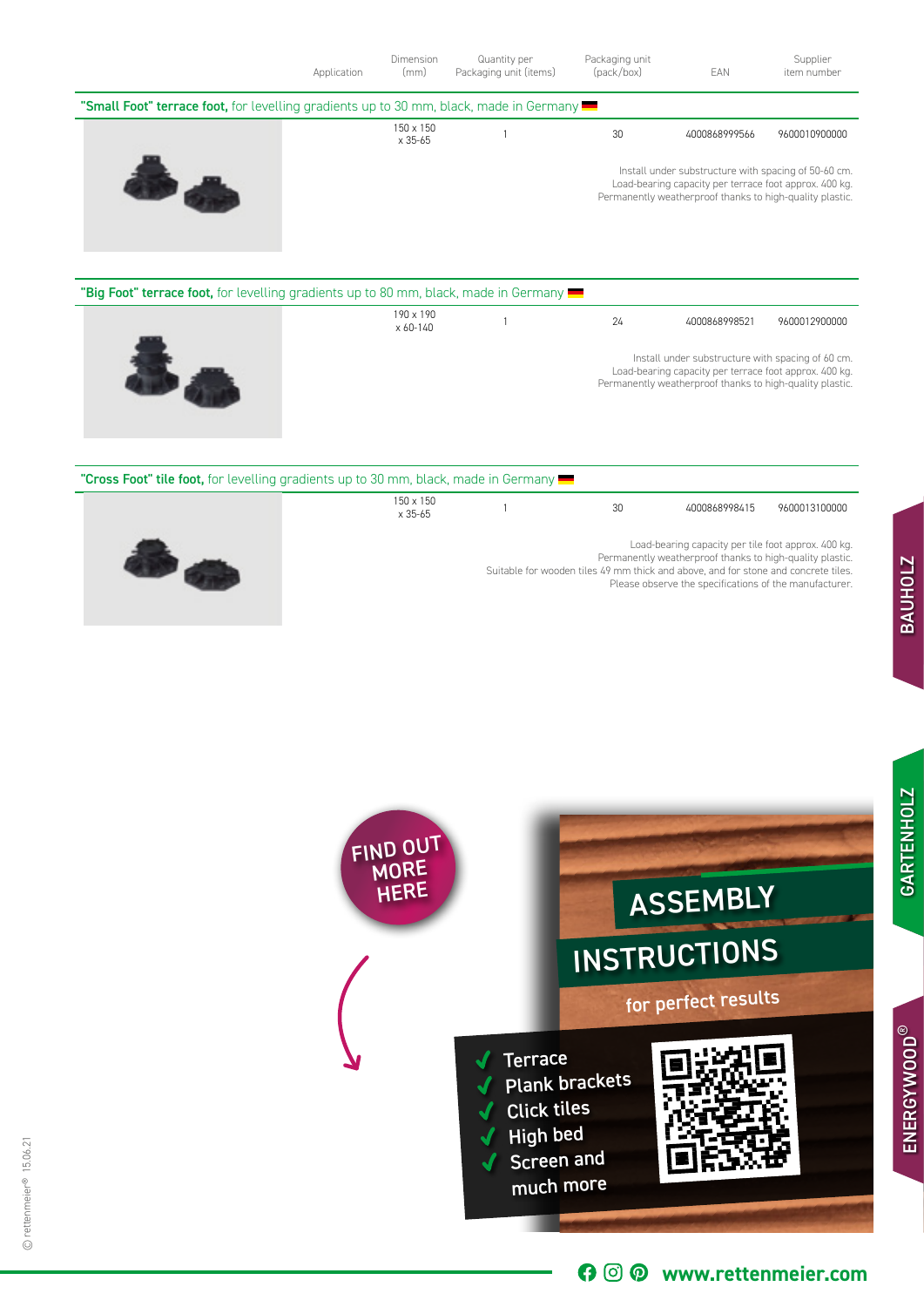| Application | Dimension (mm) | Quantity per Packaging unit (items) | Packaging unit (pack/box) | EAN | Supplier item number |
|---|---|---|---|---|---|
| **"Small Foot" terrace foot,** for levelling gradients up to 30 mm, black, made in Germany | | | | | |
| | 150 x 150 x 35-65 | 1 | 30 | 4000868999566 | 9600010900000 |
| **"Big Foot" terrace foot,** for levelling gradients up to 80 mm, black, made in Germany | | | | | |
| | 190 x 190 x 60-140 | 1 | 24 | 4000868998521 | 9600012900000 |
| **"Cross Foot" tile foot,** for levelling gradients up to 30 mm, black, made in Germany | | | | | |
| | 150 x 150 x 35-65 | 1 | 30 | 4000868998415 | 9600013100000 |

"Small Foot" terrace foot:
Install under substructure with spacing of 50-60 cm.
Load-bearing capacity per terrace foot approx. 400 kg.
Permanently weatherproof thanks to high-quality plastic.

"Big Foot" terrace foot:
Install under substructure with spacing of 60 cm.
Load-bearing capacity per terrace foot approx. 400 kg.
Permanently weatherproof thanks to high-quality plastic.

"Cross Foot" tile foot:
Load-bearing capacity per tile foot approx. 400 kg.
Permanently weatherproof thanks to high-quality plastic.
Suitable for wooden tiles 49 mm thick and above, and for stone and concrete tiles.
Please observe the specifications of the manufacturer.

FIND OUT MORE HERE

ASSEMBLY INSTRUCTIONS for perfect results

- Terrace
- Plank brackets
- Click tiles
- High bed
- Screen and much more

BAUHOLZ | GARTENHOLZ | ENERGYWOOD®

© rettenmeier® 15.06.21

www.rettenmeier.com